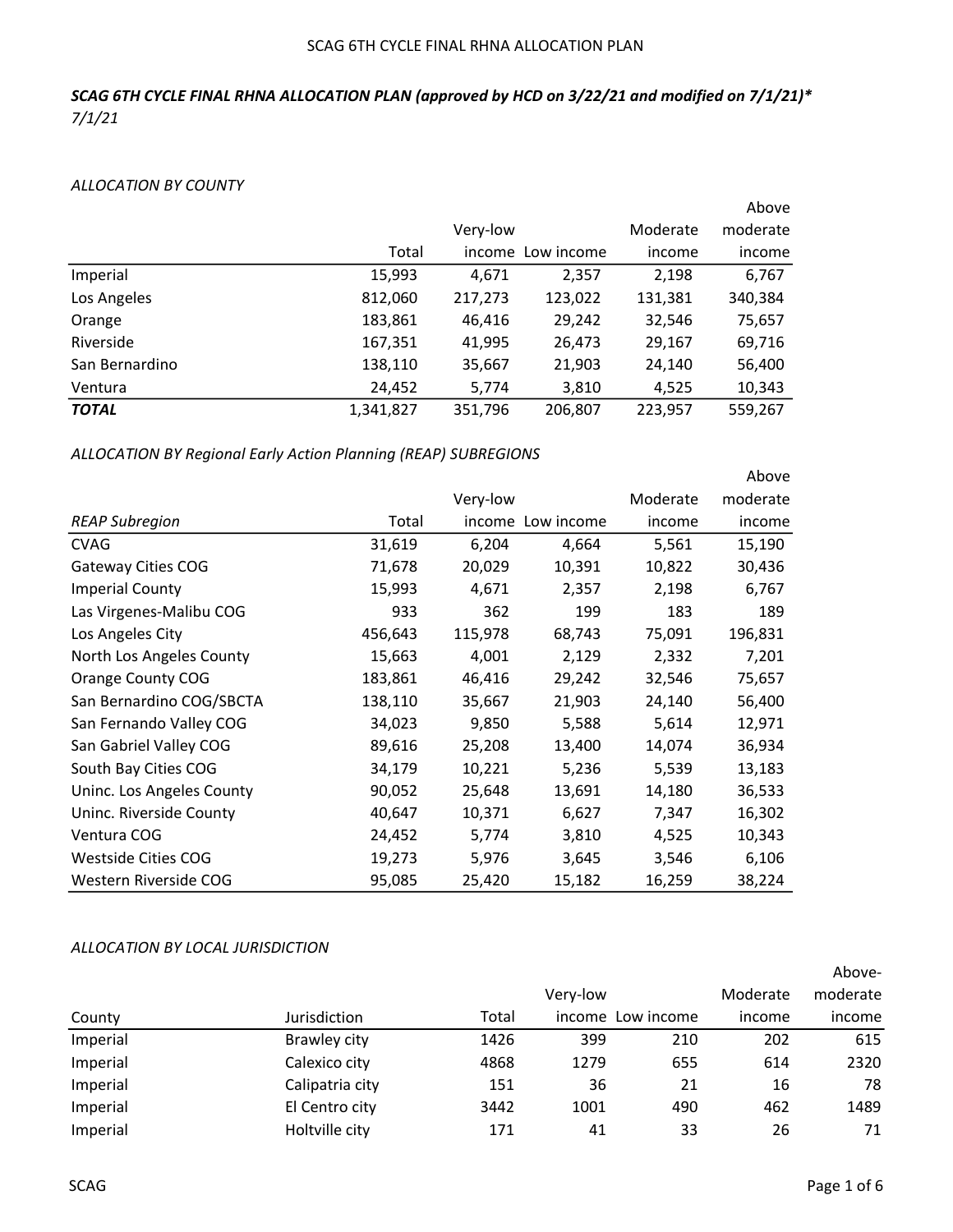*SCAG 6TH CYCLE FINAL RHNA ALLOCATION PLAN (approved by HCD on 3/22/21 and modified on 7/1/21)**

*7/1/21*

*ALLOCATION BY COUNTY*

| | Total | Very-low income | Low income | Moderate income | Above moderate income |
|---|---|---|---|---|---|
| Imperial | 15,993 | 4,671 | 2,357 | 2,198 | 6,767 |
| Los Angeles | 812,060 | 217,273 | 123,022 | 131,381 | 340,384 |
| Orange | 183,861 | 46,416 | 29,242 | 32,546 | 75,657 |
| Riverside | 167,351 | 41,995 | 26,473 | 29,167 | 69,716 |
| San Bernardino | 138,110 | 35,667 | 21,903 | 24,140 | 56,400 |
| Ventura | 24,452 | 5,774 | 3,810 | 4,525 | 10,343 |
| ***TOTAL*** | 1,341,827 | 351,796 | 206,807 | 223,957 | 559,267 |

*ALLOCATION BY Regional Early Action Planning (REAP) SUBREGIONS*

| *REAP Subregion* | Total | Very-low income | Low income | Moderate income | Above moderate income |
|---|---|---|---|---|---|
| CVAG | 31,619 | 6,204 | 4,664 | 5,561 | 15,190 |
| Gateway Cities COG | 71,678 | 20,029 | 10,391 | 10,822 | 30,436 |
| Imperial County | 15,993 | 4,671 | 2,357 | 2,198 | 6,767 |
| Las Virgenes-Malibu COG | 933 | 362 | 199 | 183 | 189 |
| Los Angeles City | 456,643 | 115,978 | 68,743 | 75,091 | 196,831 |
| North Los Angeles County | 15,663 | 4,001 | 2,129 | 2,332 | 7,201 |
| Orange County COG | 183,861 | 46,416 | 29,242 | 32,546 | 75,657 |
| San Bernardino COG/SBCTA | 138,110 | 35,667 | 21,903 | 24,140 | 56,400 |
| San Fernando Valley COG | 34,023 | 9,850 | 5,588 | 5,614 | 12,971 |
| San Gabriel Valley COG | 89,616 | 25,208 | 13,400 | 14,074 | 36,934 |
| South Bay Cities COG | 34,179 | 10,221 | 5,236 | 5,539 | 13,183 |
| Uninc. Los Angeles County | 90,052 | 25,648 | 13,691 | 14,180 | 36,533 |
| Uninc. Riverside County | 40,647 | 10,371 | 6,627 | 7,347 | 16,302 |
| Ventura COG | 24,452 | 5,774 | 3,810 | 4,525 | 10,343 |
| Westside Cities COG | 19,273 | 5,976 | 3,645 | 3,546 | 6,106 |
| Western Riverside COG | 95,085 | 25,420 | 15,182 | 16,259 | 38,224 |

*ALLOCATION BY LOCAL JURISDICTION*

| County | Jurisdiction | Total | Very-low income | Low income | Moderate income | Above-moderate income |
|---|---|---|---|---|---|---|
| Imperial | Brawley city | 1426 | 399 | 210 | 202 | 615 |
| Imperial | Calexico city | 4868 | 1279 | 655 | 614 | 2320 |
| Imperial | Calipatria city | 151 | 36 | 21 | 16 | 78 |
| Imperial | El Centro city | 3442 | 1001 | 490 | 462 | 1489 |
| Imperial | Holtville city | 171 | 41 | 33 | 26 | 71 |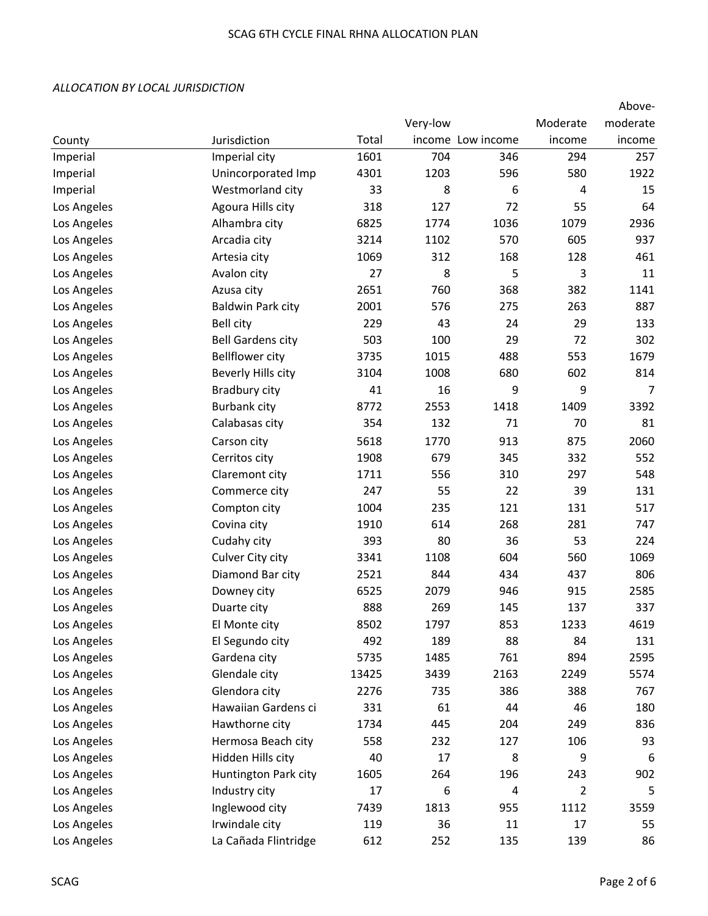*ALLOCATION BY LOCAL JURISDICTION*

| County | Jurisdiction | Total | Very-low income | Low income | Moderate income | Above-moderate income |
|---|---|---|---|---|---|---|
| Imperial | Imperial city | 1601 | 704 | 346 | 294 | 257 |
| Imperial | Unincorporated Imp | 4301 | 1203 | 596 | 580 | 1922 |
| Imperial | Westmorland city | 33 | 8 | 6 | 4 | 15 |
| Los Angeles | Agoura Hills city | 318 | 127 | 72 | 55 | 64 |
| Los Angeles | Alhambra city | 6825 | 1774 | 1036 | 1079 | 2936 |
| Los Angeles | Arcadia city | 3214 | 1102 | 570 | 605 | 937 |
| Los Angeles | Artesia city | 1069 | 312 | 168 | 128 | 461 |
| Los Angeles | Avalon city | 27 | 8 | 5 | 3 | 11 |
| Los Angeles | Azusa city | 2651 | 760 | 368 | 382 | 1141 |
| Los Angeles | Baldwin Park city | 2001 | 576 | 275 | 263 | 887 |
| Los Angeles | Bell city | 229 | 43 | 24 | 29 | 133 |
| Los Angeles | Bell Gardens city | 503 | 100 | 29 | 72 | 302 |
| Los Angeles | Bellflower city | 3735 | 1015 | 488 | 553 | 1679 |
| Los Angeles | Beverly Hills city | 3104 | 1008 | 680 | 602 | 814 |
| Los Angeles | Bradbury city | 41 | 16 | 9 | 9 | 7 |
| Los Angeles | Burbank city | 8772 | 2553 | 1418 | 1409 | 3392 |
| Los Angeles | Calabasas city | 354 | 132 | 71 | 70 | 81 |
| Los Angeles | Carson city | 5618 | 1770 | 913 | 875 | 2060 |
| Los Angeles | Cerritos city | 1908 | 679 | 345 | 332 | 552 |
| Los Angeles | Claremont city | 1711 | 556 | 310 | 297 | 548 |
| Los Angeles | Commerce city | 247 | 55 | 22 | 39 | 131 |
| Los Angeles | Compton city | 1004 | 235 | 121 | 131 | 517 |
| Los Angeles | Covina city | 1910 | 614 | 268 | 281 | 747 |
| Los Angeles | Cudahy city | 393 | 80 | 36 | 53 | 224 |
| Los Angeles | Culver City city | 3341 | 1108 | 604 | 560 | 1069 |
| Los Angeles | Diamond Bar city | 2521 | 844 | 434 | 437 | 806 |
| Los Angeles | Downey city | 6525 | 2079 | 946 | 915 | 2585 |
| Los Angeles | Duarte city | 888 | 269 | 145 | 137 | 337 |
| Los Angeles | El Monte city | 8502 | 1797 | 853 | 1233 | 4619 |
| Los Angeles | El Segundo city | 492 | 189 | 88 | 84 | 131 |
| Los Angeles | Gardena city | 5735 | 1485 | 761 | 894 | 2595 |
| Los Angeles | Glendale city | 13425 | 3439 | 2163 | 2249 | 5574 |
| Los Angeles | Glendora city | 2276 | 735 | 386 | 388 | 767 |
| Los Angeles | Hawaiian Gardens ci | 331 | 61 | 44 | 46 | 180 |
| Los Angeles | Hawthorne city | 1734 | 445 | 204 | 249 | 836 |
| Los Angeles | Hermosa Beach city | 558 | 232 | 127 | 106 | 93 |
| Los Angeles | Hidden Hills city | 40 | 17 | 8 | 9 | 6 |
| Los Angeles | Huntington Park city | 1605 | 264 | 196 | 243 | 902 |
| Los Angeles | Industry city | 17 | 6 | 4 | 2 | 5 |
| Los Angeles | Inglewood city | 7439 | 1813 | 955 | 1112 | 3559 |
| Los Angeles | Irwindale city | 119 | 36 | 11 | 17 | 55 |
| Los Angeles | La Cañada Flintridge | 612 | 252 | 135 | 139 | 86 |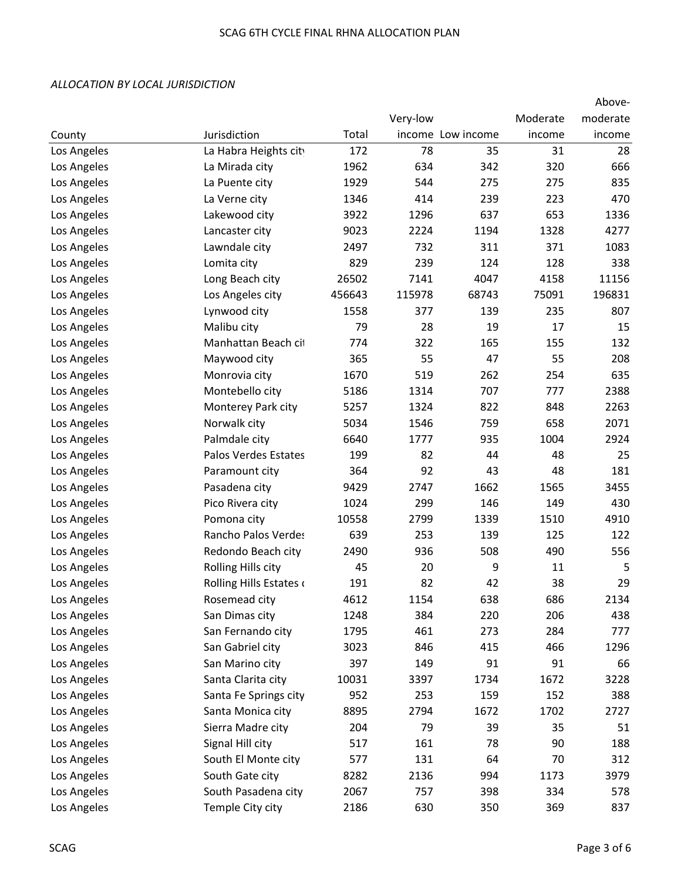*ALLOCATION BY LOCAL JURISDICTION*

| County | Jurisdiction | Total | Very-low income | Low income | Moderate income | Above-moderate income |
|---|---|---|---|---|---|---|
| Los Angeles | La Habra Heights city | 172 | 78 | 35 | 31 | 28 |
| Los Angeles | La Mirada city | 1962 | 634 | 342 | 320 | 666 |
| Los Angeles | La Puente city | 1929 | 544 | 275 | 275 | 835 |
| Los Angeles | La Verne city | 1346 | 414 | 239 | 223 | 470 |
| Los Angeles | Lakewood city | 3922 | 1296 | 637 | 653 | 1336 |
| Los Angeles | Lancaster city | 9023 | 2224 | 1194 | 1328 | 4277 |
| Los Angeles | Lawndale city | 2497 | 732 | 311 | 371 | 1083 |
| Los Angeles | Lomita city | 829 | 239 | 124 | 128 | 338 |
| Los Angeles | Long Beach city | 26502 | 7141 | 4047 | 4158 | 11156 |
| Los Angeles | Los Angeles city | 456643 | 115978 | 68743 | 75091 | 196831 |
| Los Angeles | Lynwood city | 1558 | 377 | 139 | 235 | 807 |
| Los Angeles | Malibu city | 79 | 28 | 19 | 17 | 15 |
| Los Angeles | Manhattan Beach cit | 774 | 322 | 165 | 155 | 132 |
| Los Angeles | Maywood city | 365 | 55 | 47 | 55 | 208 |
| Los Angeles | Monrovia city | 1670 | 519 | 262 | 254 | 635 |
| Los Angeles | Montebello city | 5186 | 1314 | 707 | 777 | 2388 |
| Los Angeles | Monterey Park city | 5257 | 1324 | 822 | 848 | 2263 |
| Los Angeles | Norwalk city | 5034 | 1546 | 759 | 658 | 2071 |
| Los Angeles | Palmdale city | 6640 | 1777 | 935 | 1004 | 2924 |
| Los Angeles | Palos Verdes Estates | 199 | 82 | 44 | 48 | 25 |
| Los Angeles | Paramount city | 364 | 92 | 43 | 48 | 181 |
| Los Angeles | Pasadena city | 9429 | 2747 | 1662 | 1565 | 3455 |
| Los Angeles | Pico Rivera city | 1024 | 299 | 146 | 149 | 430 |
| Los Angeles | Pomona city | 10558 | 2799 | 1339 | 1510 | 4910 |
| Los Angeles | Rancho Palos Verdes | 639 | 253 | 139 | 125 | 122 |
| Los Angeles | Redondo Beach city | 2490 | 936 | 508 | 490 | 556 |
| Los Angeles | Rolling Hills city | 45 | 20 | 9 | 11 | 5 |
| Los Angeles | Rolling Hills Estates c | 191 | 82 | 42 | 38 | 29 |
| Los Angeles | Rosemead city | 4612 | 1154 | 638 | 686 | 2134 |
| Los Angeles | San Dimas city | 1248 | 384 | 220 | 206 | 438 |
| Los Angeles | San Fernando city | 1795 | 461 | 273 | 284 | 777 |
| Los Angeles | San Gabriel city | 3023 | 846 | 415 | 466 | 1296 |
| Los Angeles | San Marino city | 397 | 149 | 91 | 91 | 66 |
| Los Angeles | Santa Clarita city | 10031 | 3397 | 1734 | 1672 | 3228 |
| Los Angeles | Santa Fe Springs city | 952 | 253 | 159 | 152 | 388 |
| Los Angeles | Santa Monica city | 8895 | 2794 | 1672 | 1702 | 2727 |
| Los Angeles | Sierra Madre city | 204 | 79 | 39 | 35 | 51 |
| Los Angeles | Signal Hill city | 517 | 161 | 78 | 90 | 188 |
| Los Angeles | South El Monte city | 577 | 131 | 64 | 70 | 312 |
| Los Angeles | South Gate city | 8282 | 2136 | 994 | 1173 | 3979 |
| Los Angeles | South Pasadena city | 2067 | 757 | 398 | 334 | 578 |
| Los Angeles | Temple City city | 2186 | 630 | 350 | 369 | 837 |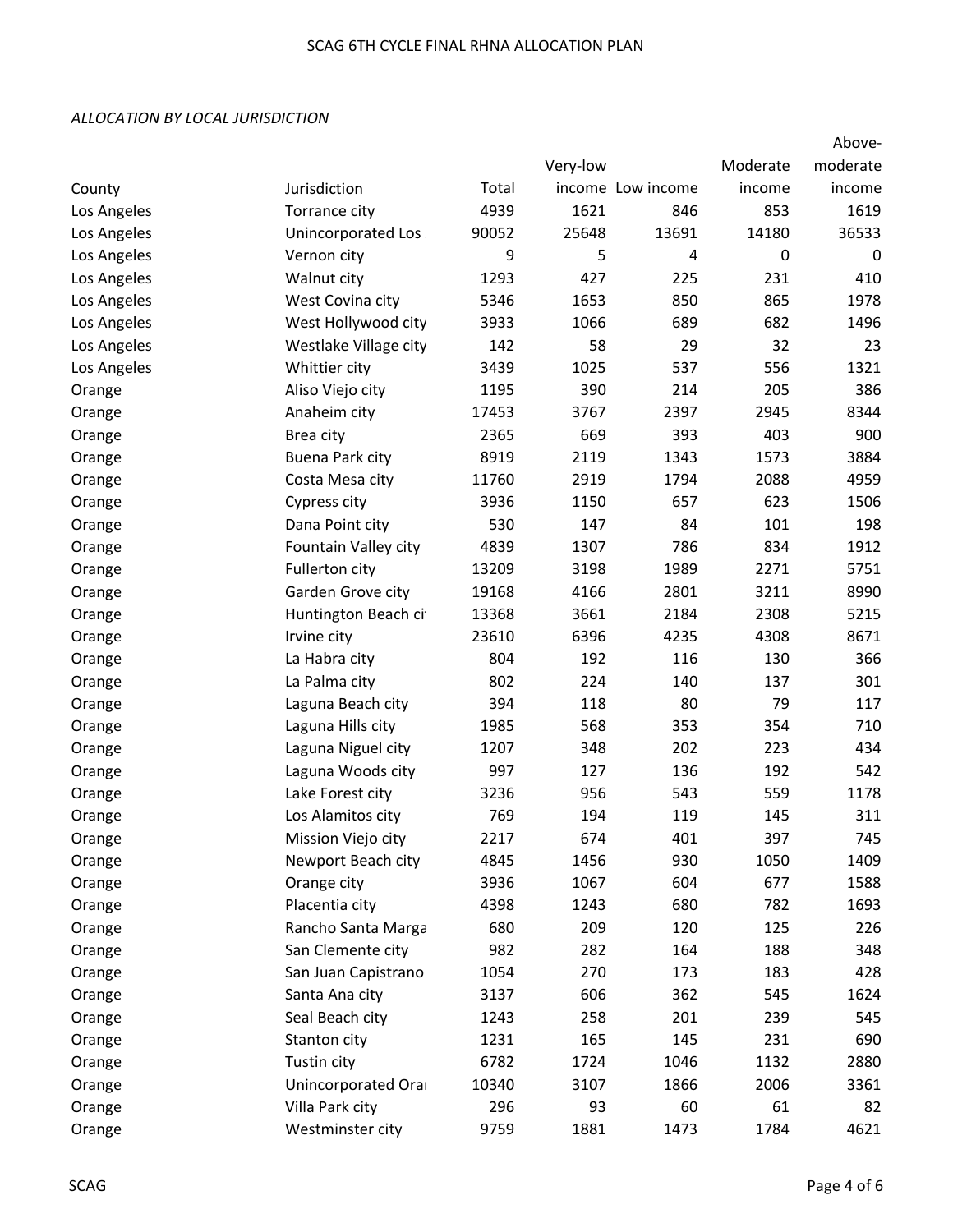*ALLOCATION BY LOCAL JURISDICTION*

| County | Jurisdiction | Total | Very-low income | Low income | Moderate income | Above-moderate income |
|---|---|---|---|---|---|---|
| Los Angeles | Torrance city | 4939 | 1621 | 846 | 853 | 1619 |
| Los Angeles | Unincorporated Los | 90052 | 25648 | 13691 | 14180 | 36533 |
| Los Angeles | Vernon city | 9 | 5 | 4 | 0 | 0 |
| Los Angeles | Walnut city | 1293 | 427 | 225 | 231 | 410 |
| Los Angeles | West Covina city | 5346 | 1653 | 850 | 865 | 1978 |
| Los Angeles | West Hollywood city | 3933 | 1066 | 689 | 682 | 1496 |
| Los Angeles | Westlake Village city | 142 | 58 | 29 | 32 | 23 |
| Los Angeles | Whittier city | 3439 | 1025 | 537 | 556 | 1321 |
| Orange | Aliso Viejo city | 1195 | 390 | 214 | 205 | 386 |
| Orange | Anaheim city | 17453 | 3767 | 2397 | 2945 | 8344 |
| Orange | Brea city | 2365 | 669 | 393 | 403 | 900 |
| Orange | Buena Park city | 8919 | 2119 | 1343 | 1573 | 3884 |
| Orange | Costa Mesa city | 11760 | 2919 | 1794 | 2088 | 4959 |
| Orange | Cypress city | 3936 | 1150 | 657 | 623 | 1506 |
| Orange | Dana Point city | 530 | 147 | 84 | 101 | 198 |
| Orange | Fountain Valley city | 4839 | 1307 | 786 | 834 | 1912 |
| Orange | Fullerton city | 13209 | 3198 | 1989 | 2271 | 5751 |
| Orange | Garden Grove city | 19168 | 4166 | 2801 | 3211 | 8990 |
| Orange | Huntington Beach ci | 13368 | 3661 | 2184 | 2308 | 5215 |
| Orange | Irvine city | 23610 | 6396 | 4235 | 4308 | 8671 |
| Orange | La Habra city | 804 | 192 | 116 | 130 | 366 |
| Orange | La Palma city | 802 | 224 | 140 | 137 | 301 |
| Orange | Laguna Beach city | 394 | 118 | 80 | 79 | 117 |
| Orange | Laguna Hills city | 1985 | 568 | 353 | 354 | 710 |
| Orange | Laguna Niguel city | 1207 | 348 | 202 | 223 | 434 |
| Orange | Laguna Woods city | 997 | 127 | 136 | 192 | 542 |
| Orange | Lake Forest city | 3236 | 956 | 543 | 559 | 1178 |
| Orange | Los Alamitos city | 769 | 194 | 119 | 145 | 311 |
| Orange | Mission Viejo city | 2217 | 674 | 401 | 397 | 745 |
| Orange | Newport Beach city | 4845 | 1456 | 930 | 1050 | 1409 |
| Orange | Orange city | 3936 | 1067 | 604 | 677 | 1588 |
| Orange | Placentia city | 4398 | 1243 | 680 | 782 | 1693 |
| Orange | Rancho Santa Marga | 680 | 209 | 120 | 125 | 226 |
| Orange | San Clemente city | 982 | 282 | 164 | 188 | 348 |
| Orange | San Juan Capistrano | 1054 | 270 | 173 | 183 | 428 |
| Orange | Santa Ana city | 3137 | 606 | 362 | 545 | 1624 |
| Orange | Seal Beach city | 1243 | 258 | 201 | 239 | 545 |
| Orange | Stanton city | 1231 | 165 | 145 | 231 | 690 |
| Orange | Tustin city | 6782 | 1724 | 1046 | 1132 | 2880 |
| Orange | Unincorporated Ora | 10340 | 3107 | 1866 | 2006 | 3361 |
| Orange | Villa Park city | 296 | 93 | 60 | 61 | 82 |
| Orange | Westminster city | 9759 | 1881 | 1473 | 1784 | 4621 |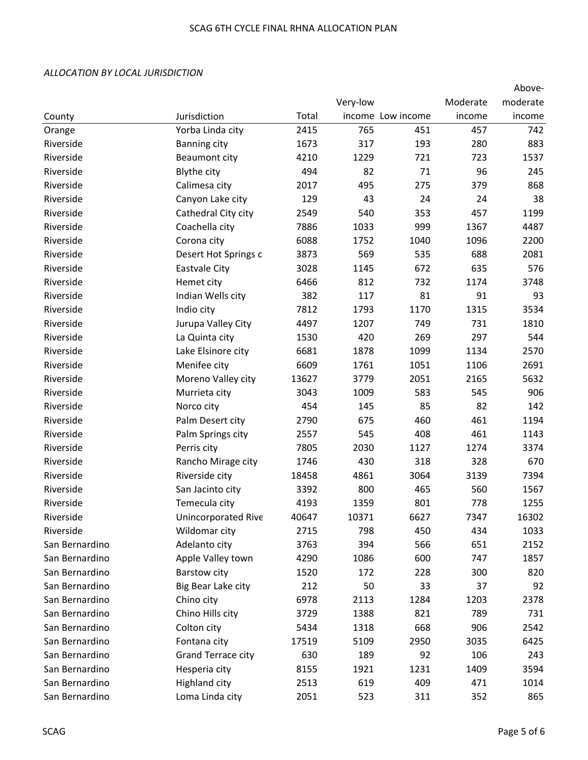*ALLOCATION BY LOCAL JURISDICTION*

| County | Jurisdiction | Total | Very-low income | Low income | Moderate income | Above-moderate income |
|---|---|---|---|---|---|---|
| Orange | Yorba Linda city | 2415 | 765 | 451 | 457 | 742 |
| Riverside | Banning city | 1673 | 317 | 193 | 280 | 883 |
| Riverside | Beaumont city | 4210 | 1229 | 721 | 723 | 1537 |
| Riverside | Blythe city | 494 | 82 | 71 | 96 | 245 |
| Riverside | Calimesa city | 2017 | 495 | 275 | 379 | 868 |
| Riverside | Canyon Lake city | 129 | 43 | 24 | 24 | 38 |
| Riverside | Cathedral City city | 2549 | 540 | 353 | 457 | 1199 |
| Riverside | Coachella city | 7886 | 1033 | 999 | 1367 | 4487 |
| Riverside | Corona city | 6088 | 1752 | 1040 | 1096 | 2200 |
| Riverside | Desert Hot Springs c | 3873 | 569 | 535 | 688 | 2081 |
| Riverside | Eastvale City | 3028 | 1145 | 672 | 635 | 576 |
| Riverside | Hemet city | 6466 | 812 | 732 | 1174 | 3748 |
| Riverside | Indian Wells city | 382 | 117 | 81 | 91 | 93 |
| Riverside | Indio city | 7812 | 1793 | 1170 | 1315 | 3534 |
| Riverside | Jurupa Valley City | 4497 | 1207 | 749 | 731 | 1810 |
| Riverside | La Quinta city | 1530 | 420 | 269 | 297 | 544 |
| Riverside | Lake Elsinore city | 6681 | 1878 | 1099 | 1134 | 2570 |
| Riverside | Menifee city | 6609 | 1761 | 1051 | 1106 | 2691 |
| Riverside | Moreno Valley city | 13627 | 3779 | 2051 | 2165 | 5632 |
| Riverside | Murrieta city | 3043 | 1009 | 583 | 545 | 906 |
| Riverside | Norco city | 454 | 145 | 85 | 82 | 142 |
| Riverside | Palm Desert city | 2790 | 675 | 460 | 461 | 1194 |
| Riverside | Palm Springs city | 2557 | 545 | 408 | 461 | 1143 |
| Riverside | Perris city | 7805 | 2030 | 1127 | 1274 | 3374 |
| Riverside | Rancho Mirage city | 1746 | 430 | 318 | 328 | 670 |
| Riverside | Riverside city | 18458 | 4861 | 3064 | 3139 | 7394 |
| Riverside | San Jacinto city | 3392 | 800 | 465 | 560 | 1567 |
| Riverside | Temecula city | 4193 | 1359 | 801 | 778 | 1255 |
| Riverside | Unincorporated Rive | 40647 | 10371 | 6627 | 7347 | 16302 |
| Riverside | Wildomar city | 2715 | 798 | 450 | 434 | 1033 |
| San Bernardino | Adelanto city | 3763 | 394 | 566 | 651 | 2152 |
| San Bernardino | Apple Valley town | 4290 | 1086 | 600 | 747 | 1857 |
| San Bernardino | Barstow city | 1520 | 172 | 228 | 300 | 820 |
| San Bernardino | Big Bear Lake city | 212 | 50 | 33 | 37 | 92 |
| San Bernardino | Chino city | 6978 | 2113 | 1284 | 1203 | 2378 |
| San Bernardino | Chino Hills city | 3729 | 1388 | 821 | 789 | 731 |
| San Bernardino | Colton city | 5434 | 1318 | 668 | 906 | 2542 |
| San Bernardino | Fontana city | 17519 | 5109 | 2950 | 3035 | 6425 |
| San Bernardino | Grand Terrace city | 630 | 189 | 92 | 106 | 243 |
| San Bernardino | Hesperia city | 8155 | 1921 | 1231 | 1409 | 3594 |
| San Bernardino | Highland city | 2513 | 619 | 409 | 471 | 1014 |
| San Bernardino | Loma Linda city | 2051 | 523 | 311 | 352 | 865 |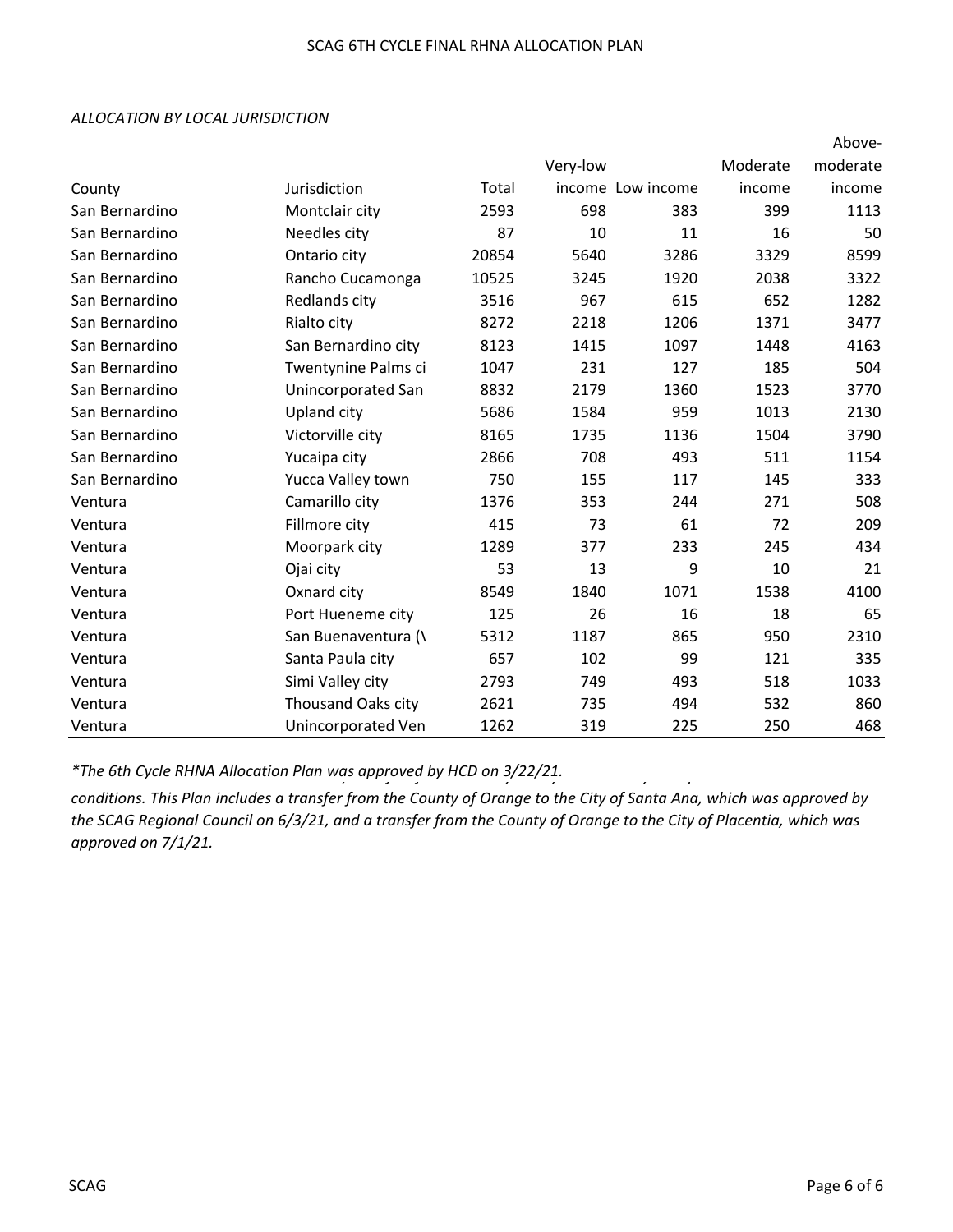*ALLOCATION BY LOCAL JURISDICTION*

| County | Jurisdiction | Total | Very-low income | Low income | Moderate income | Above-moderate income |
|---|---|---|---|---|---|---|
| San Bernardino | Montclair city | 2593 | 698 | 383 | 399 | 1113 |
| San Bernardino | Needles city | 87 | 10 | 11 | 16 | 50 |
| San Bernardino | Ontario city | 20854 | 5640 | 3286 | 3329 | 8599 |
| San Bernardino | Rancho Cucamonga | 10525 | 3245 | 1920 | 2038 | 3322 |
| San Bernardino | Redlands city | 3516 | 967 | 615 | 652 | 1282 |
| San Bernardino | Rialto city | 8272 | 2218 | 1206 | 1371 | 3477 |
| San Bernardino | San Bernardino city | 8123 | 1415 | 1097 | 1448 | 4163 |
| San Bernardino | Twentynine Palms ci | 1047 | 231 | 127 | 185 | 504 |
| San Bernardino | Unincorporated San | 8832 | 2179 | 1360 | 1523 | 3770 |
| San Bernardino | Upland city | 5686 | 1584 | 959 | 1013 | 2130 |
| San Bernardino | Victorville city | 8165 | 1735 | 1136 | 1504 | 3790 |
| San Bernardino | Yucaipa city | 2866 | 708 | 493 | 511 | 1154 |
| San Bernardino | Yucca Valley town | 750 | 155 | 117 | 145 | 333 |
| Ventura | Camarillo city | 1376 | 353 | 244 | 271 | 508 |
| Ventura | Fillmore city | 415 | 73 | 61 | 72 | 209 |
| Ventura | Moorpark city | 1289 | 377 | 233 | 245 | 434 |
| Ventura | Ojai city | 53 | 13 | 9 | 10 | 21 |
| Ventura | Oxnard city | 8549 | 1840 | 1071 | 1538 | 4100 |
| Ventura | Port Hueneme city | 125 | 26 | 16 | 18 | 65 |
| Ventura | San Buenaventura (\ | 5312 | 1187 | 865 | 950 | 2310 |
| Ventura | Santa Paula city | 657 | 102 | 99 | 121 | 335 |
| Ventura | Simi Valley city | 2793 | 749 | 493 | 518 | 1033 |
| Ventura | Thousand Oaks city | 2621 | 735 | 494 | 532 | 860 |
| Ventura | Unincorporated Ven | 1262 | 319 | 225 | 250 | 468 |

*\*The 6th Cycle RHNA Allocation Plan was approved by HCD on 3/22/21.*

*conditions. This Plan includes a transfer from the County of Orange to the City of Santa Ana, which was approved by the SCAG Regional Council on 6/3/21, and a transfer from the County of Orange to the City of Placentia, which was approved on 7/1/21.*